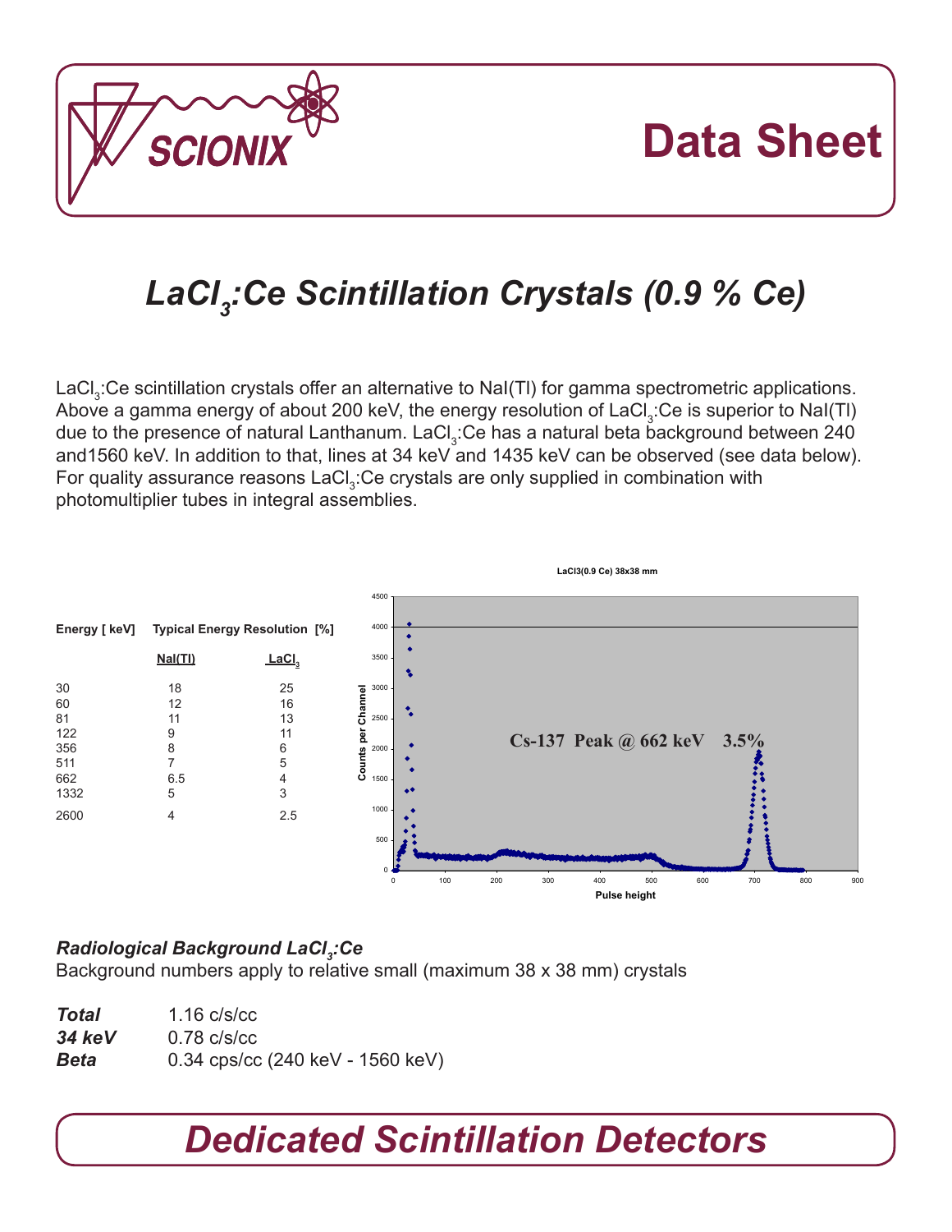# Data Sheet

## $LaCl_3$:Ce Scintillation Crystals (0.9 % Ce)

$LaCl_3$:Ce scintillation crystals offer an alternative to NaI(Tl) for gamma spectrometric applications. Above a gamma energy of about 200 keV, the energy resolution of $LaCl_3$:Ce is superior to NaI(Tl) due to the presence of natural Lanthanum. $LaCl_3$:Ce has a natural beta background between 240 and1560 keV. In addition to that, lines at 34 keV and 1435 keV can be observed (see data below). For quality assurance reasons $LaCl_3$:Ce crystals are only supplied in combination with photomultiplier tubes in integral assemblies.

| Energy [ keV] | Typical Energy Resolution [%] | |
|---|---|---|
| | NaI(Tl) | $LaCl_3$ |
| 30 | 18 | 25 |
| 60 | 12 | 16 |
| 81 | 11 | 13 |
| 122 | 9 | 11 |
| 356 | 8 | 6 |
| 511 | 7 | 5 |
| 662 | 6.5 | 4 |
| 1332 | 5 | 3 |
| 2600 | 4 | 2.5 |

LaCl3(0.9 Ce) 38x38 mm

Cs-137 Peak @ 662 keV 3.5%

### *Radiological Background $LaCl_3$:Ce*

Background numbers apply to relative small (maximum 38 x 38 mm) crystals

***Total*** 1.16 c/s/cc
***34 keV*** 0.78 c/s/cc
***Beta*** 0.34 cps/cc (240 keV - 1560 keV)

## *Dedicated Scintillation Detectors*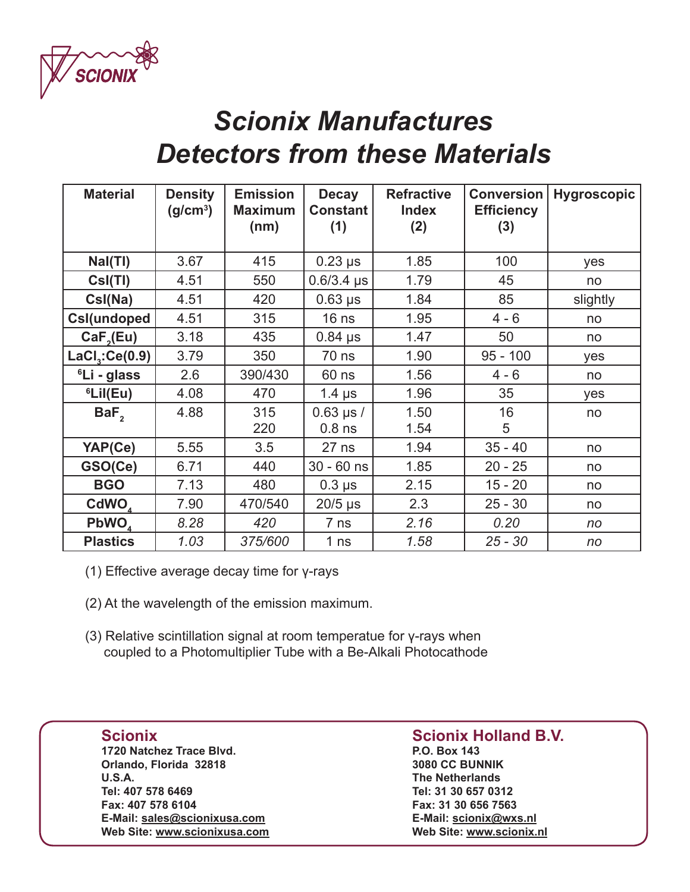# Scionix Manufactures Detectors from these Materials

| Material | Density ($g/cm^3$) | Emission Maximum (nm) | Decay Constant (1) | Refractive Index (2) | Conversion Efficiency (3) | Hygroscopic |
|---|---|---|---|---|---|---|
| NaI(Tl) | 3.67 | 415 | 0.23 µs | 1.85 | 100 | yes |
| CsI(Tl) | 4.51 | 550 | 0.6/3.4 µs | 1.79 | 45 | no |
| CsI(Na) | 4.51 | 420 | 0.63 µs | 1.84 | 85 | slightly |
| CsI(undoped | 4.51 | 315 | 16 ns | 1.95 | 4 - 6 | no |
| $CaF_2$(Eu) | 3.18 | 435 | 0.84 µs | 1.47 | 50 | no |
| $LaCl_3$:Ce(0.9) | 3.79 | 350 | 70 ns | 1.90 | 95 - 100 | yes |
| $^{6}$Li - glass | 2.6 | 390/430 | 60 ns | 1.56 | 4 - 6 | no |
| $^{6}$LiI(Eu) | 4.08 | 470 | 1.4 µs | 1.96 | 35 | yes |
| $BaF_2$ | 4.88 | 315<br>220 | 0.63 µs /<br>0.8 ns | 1.50<br>1.54 | 16<br>5 | no |
| YAP(Ce) | 5.55 | 3.5 | 27 ns | 1.94 | 35 - 40 | no |
| GSO(Ce) | 6.71 | 440 | 30 - 60 ns | 1.85 | 20 - 25 | no |
| BGO | 7.13 | 480 | 0.3 µs | 2.15 | 15 - 20 | no |
| $CdWO_4$ | 7.90 | 470/540 | 20/5 µs | 2.3 | 25 - 30 | no |
| $PbWO_4$ | *8.28* | *420* | 7 ns | *2.16* | *0.20* | *no* |
| Plastics | *1.03* | *375/600* | 1 ns | *1.58* | *25 - 30* | *no* |

(1) Effective average decay time for γ-rays

(2) At the wavelength of the emission maximum.

(3) Relative scintillation signal at room temperatue for γ-rays when coupled to a Photomultiplier Tube with a Be-Alkali Photocathode

**Scionix**
**1720 Natchez Trace Blvd.**
**Orlando, Florida 32818**
**U.S.A.**
**Tel: 407 578 6469**
**Fax: 407 578 6104**
**E-Mail: sales@scionixusa.com**
**Web Site: www.scionixusa.com**

**Scionix Holland B.V.**
**P.O. Box 143**
**3080 CC BUNNIK**
**The Netherlands**
**Tel: 31 30 657 0312**
**Fax: 31 30 656 7563**
**E-Mail: scionix@wxs.nl**
**Web Site: www.scionix.nl**